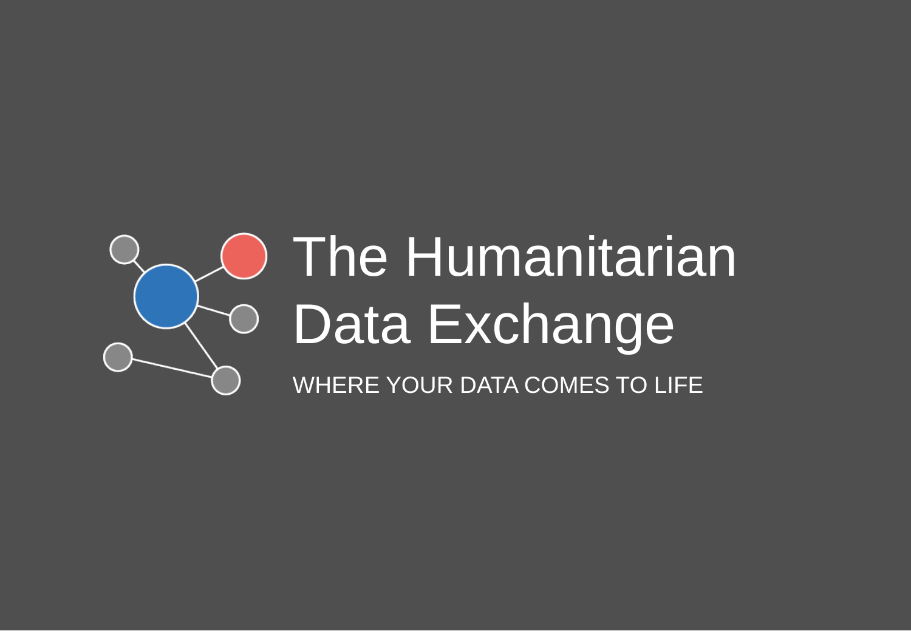# The Humanitarian Data Exchange

WHERE YOUR DATA COMES TO LIFE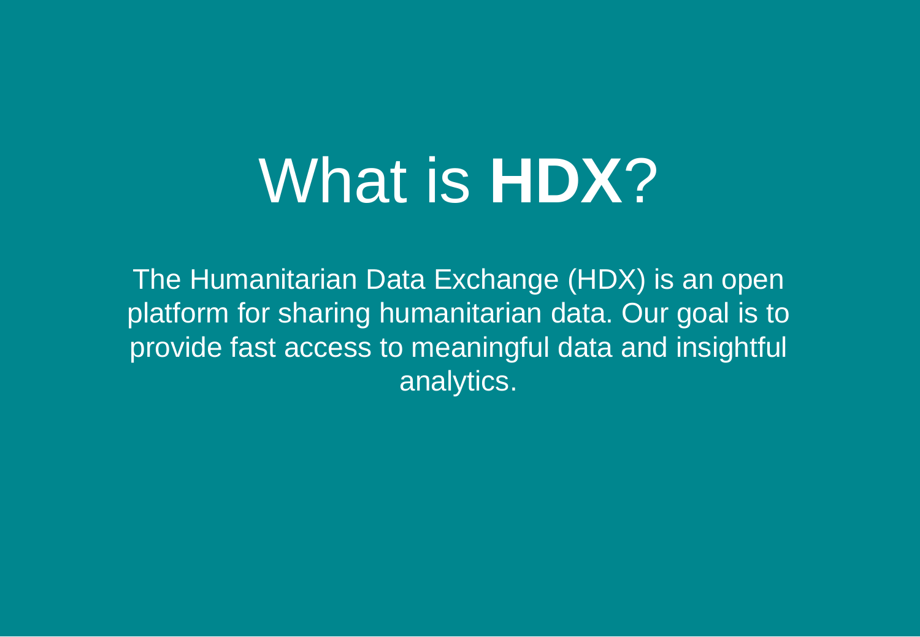# What is **HDX**?

The Humanitarian Data Exchange (HDX) is an open platform for sharing humanitarian data. Our goal is to provide fast access to meaningful data and insightful analytics.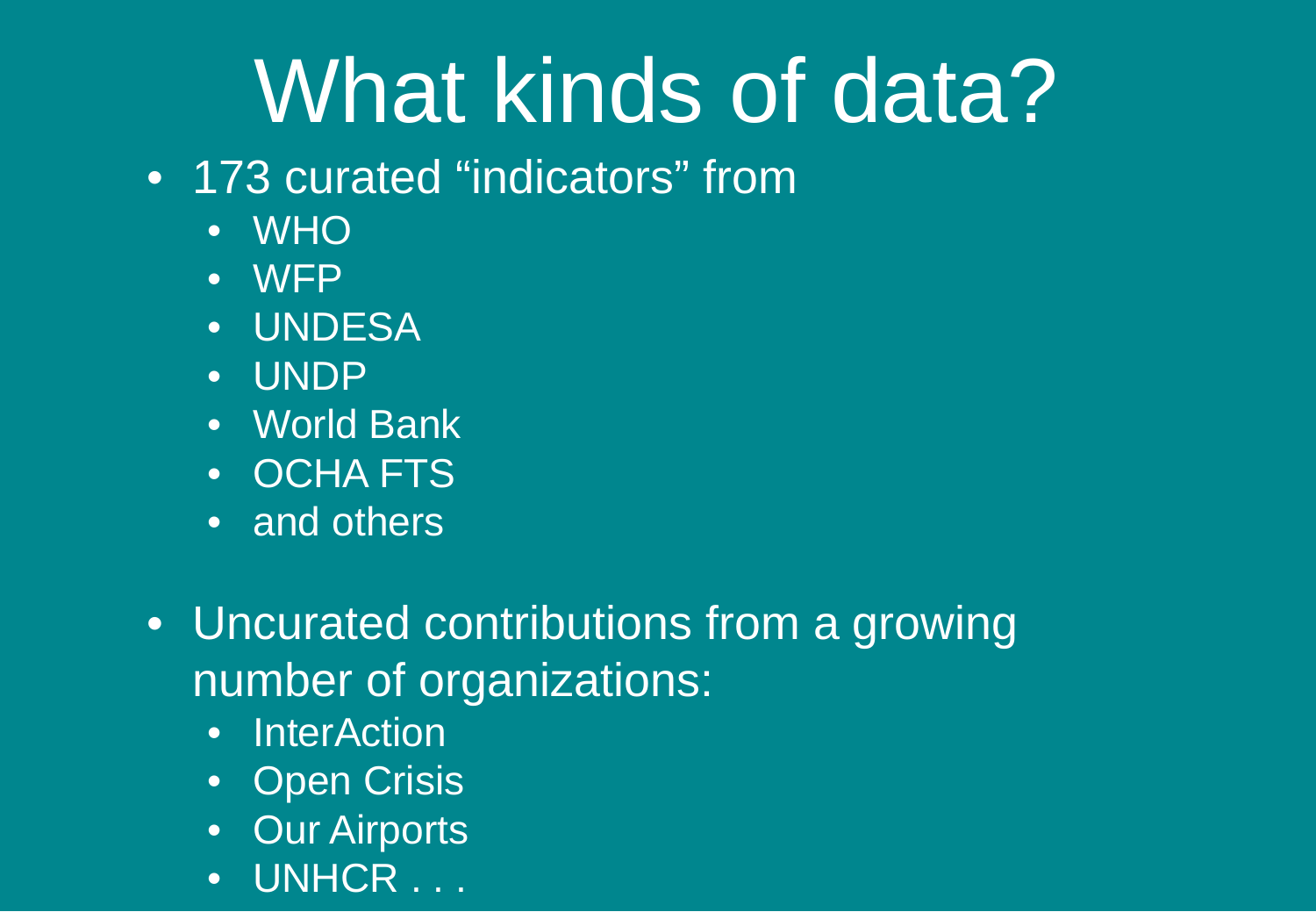# What kinds of data?

- 173 curated "indicators" from
  - WHO
  - WFP
  - UNDESA
  - UNDP
  - World Bank
  - OCHA FTS
  - and others

- Uncurated contributions from a growing number of organizations:
  - InterAction
  - Open Crisis
  - Our Airports
  - UNHCR . . .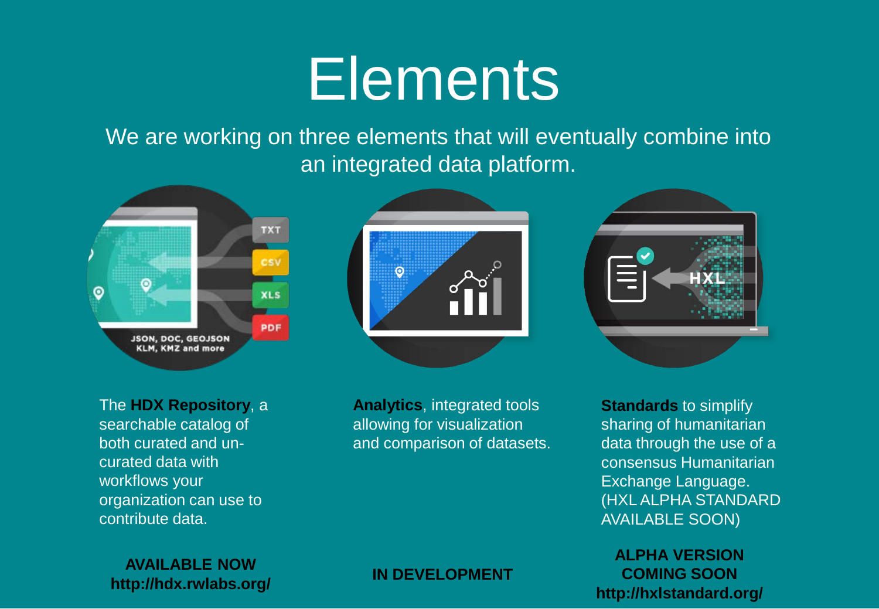# Elements

We are working on three elements that will eventually combine into an integrated data platform.

The **HDX Repository**, a searchable catalog of both curated and un-curated data with workflows your organization can use to contribute data.

**AVAILABLE NOW**
**http://hdx.rwlabs.org/**

**Analytics**, integrated tools allowing for visualization and comparison of datasets.

**IN DEVELOPMENT**

**Standards** to simplify sharing of humanitarian data through the use of a consensus Humanitarian Exchange Language. (HXL ALPHA STANDARD AVAILABLE SOON)

**ALPHA VERSION COMING SOON**
**http://hxlstandard.org/**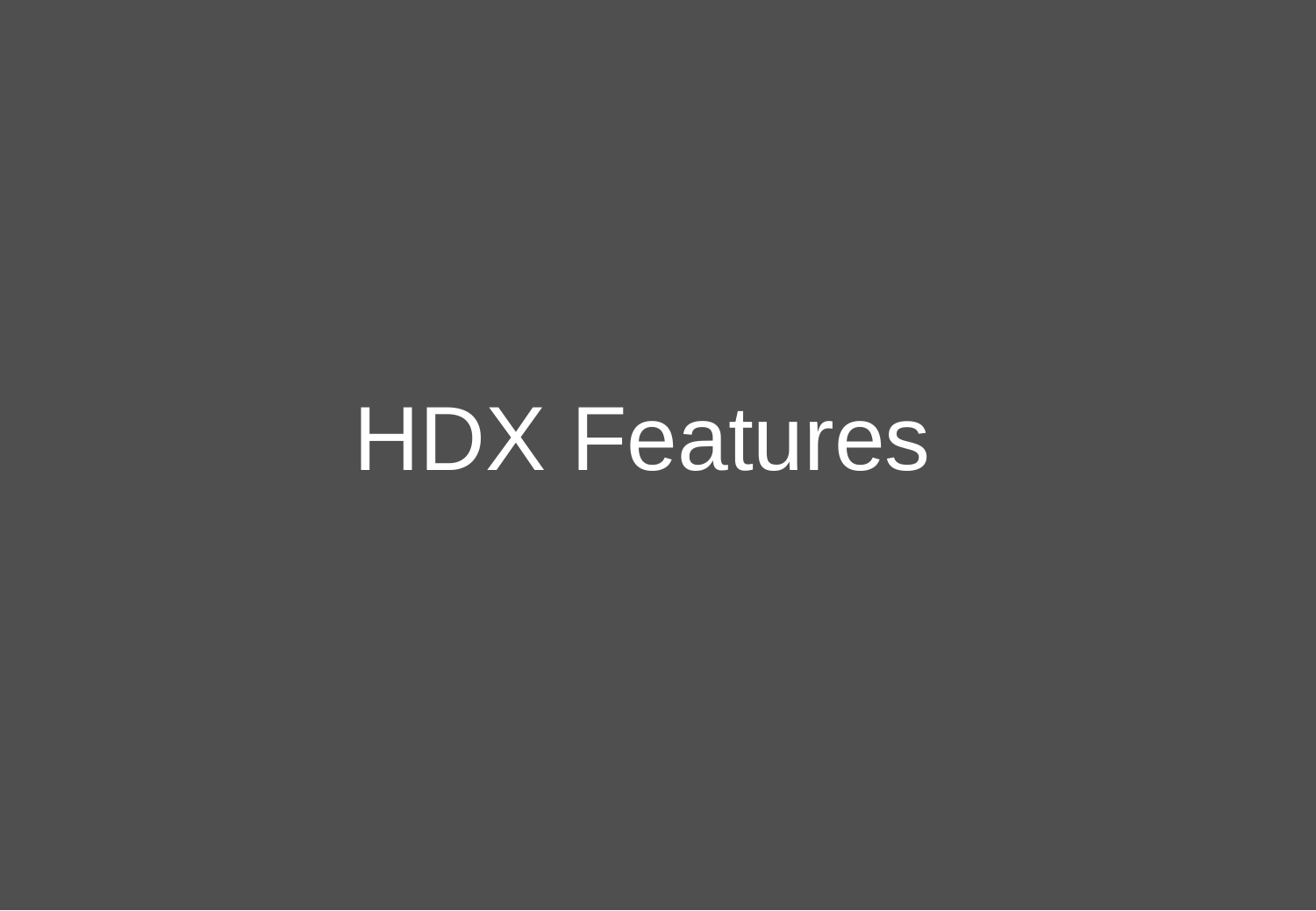# HDX Features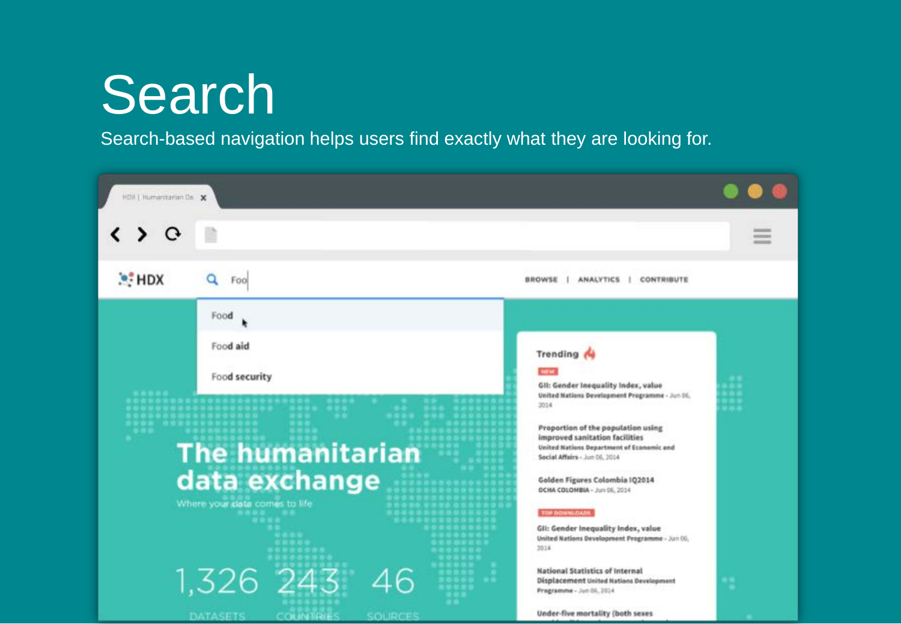# Search

Search-based navigation helps users find exactly what they are looking for.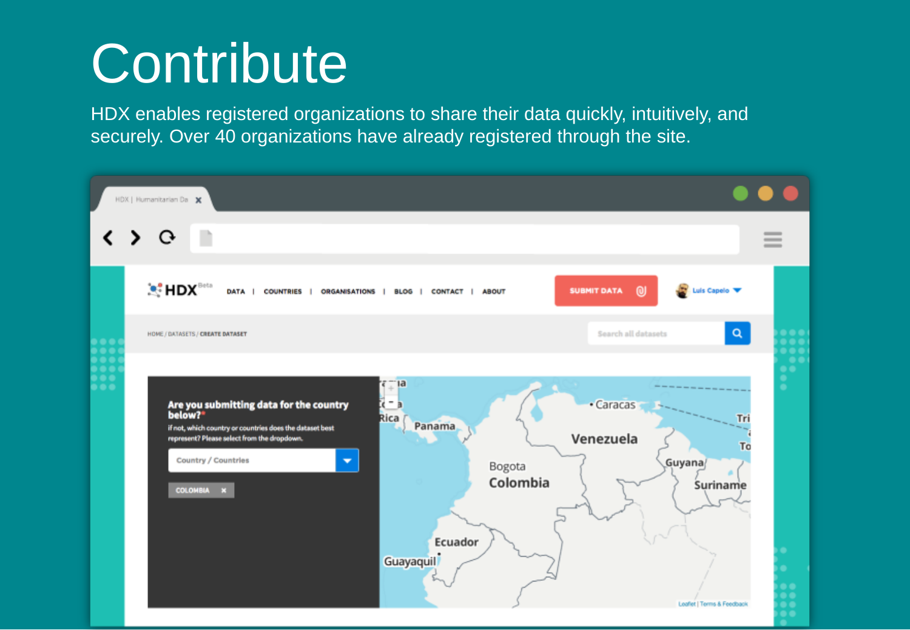# Contribute

HDX enables registered organizations to share their data quickly, intuitively, and securely. Over 40 organizations have already registered through the site.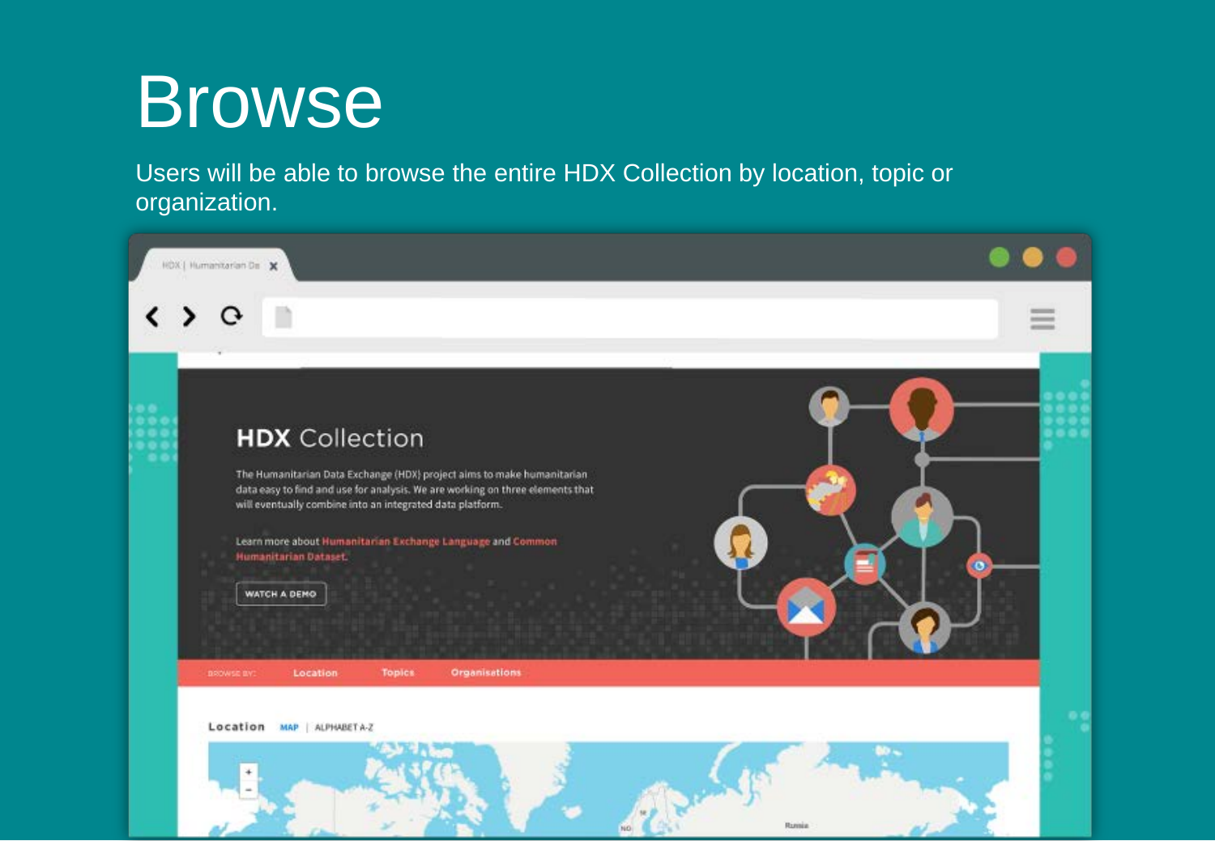# Browse

Users will be able to browse the entire HDX Collection by location, topic or organization.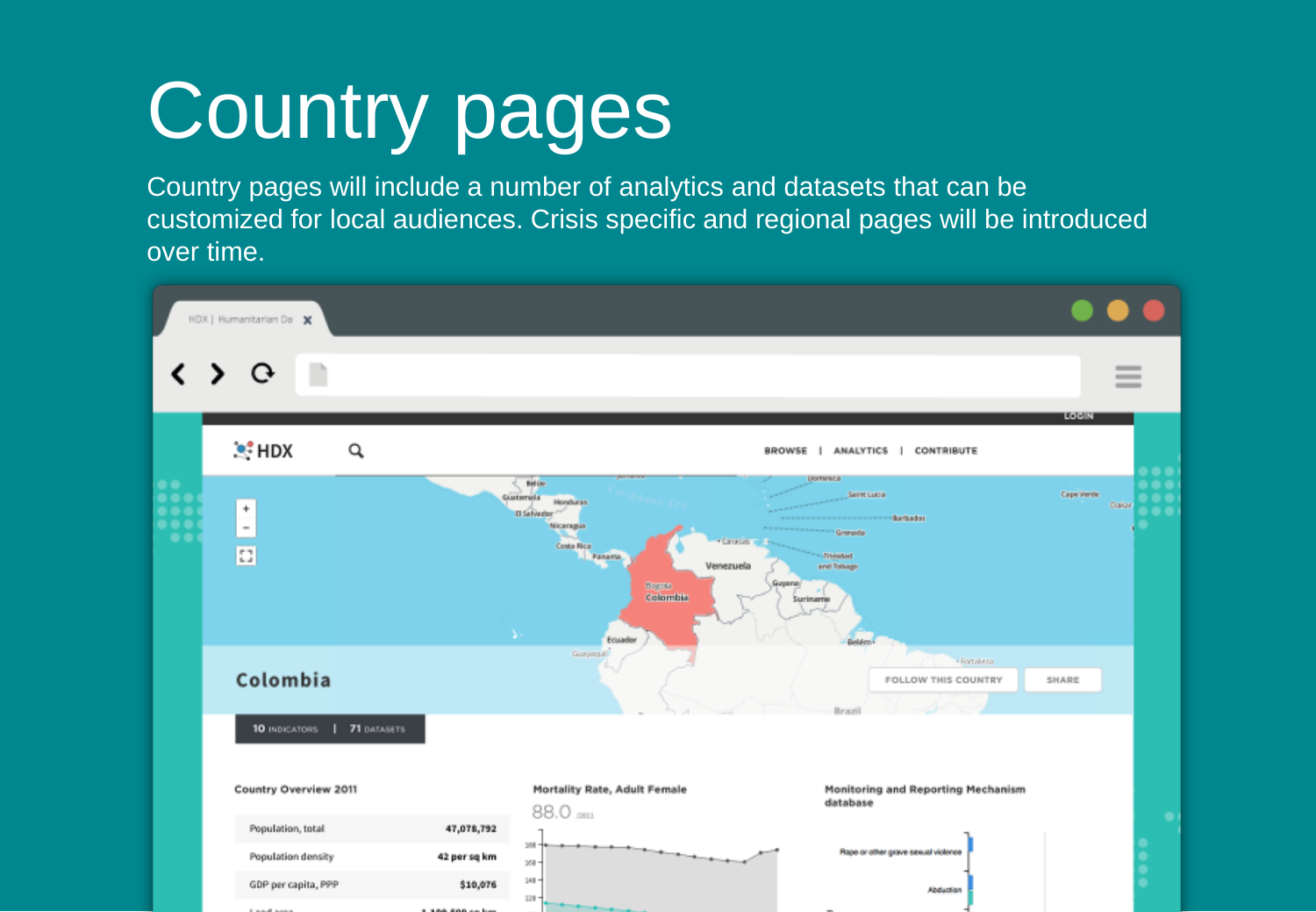# Country pages

Country pages will include a number of analytics and datasets that can be customized for local audiences. Crisis specific and regional pages will be introduced over time.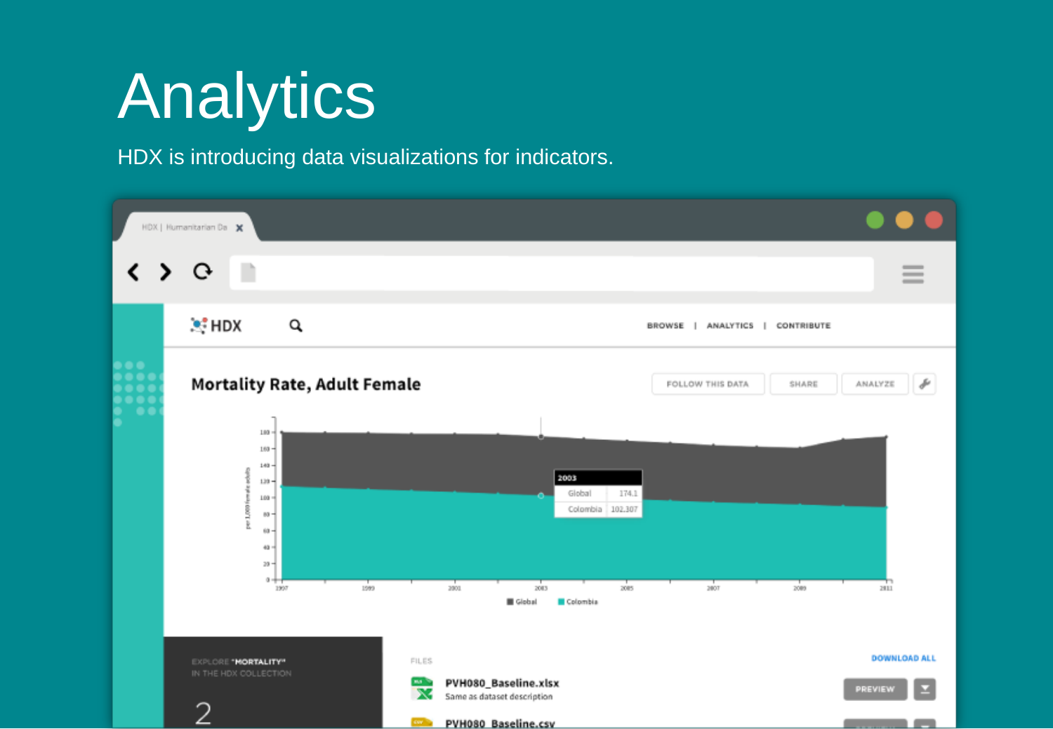# Analytics

HDX is introducing data visualizations for indicators.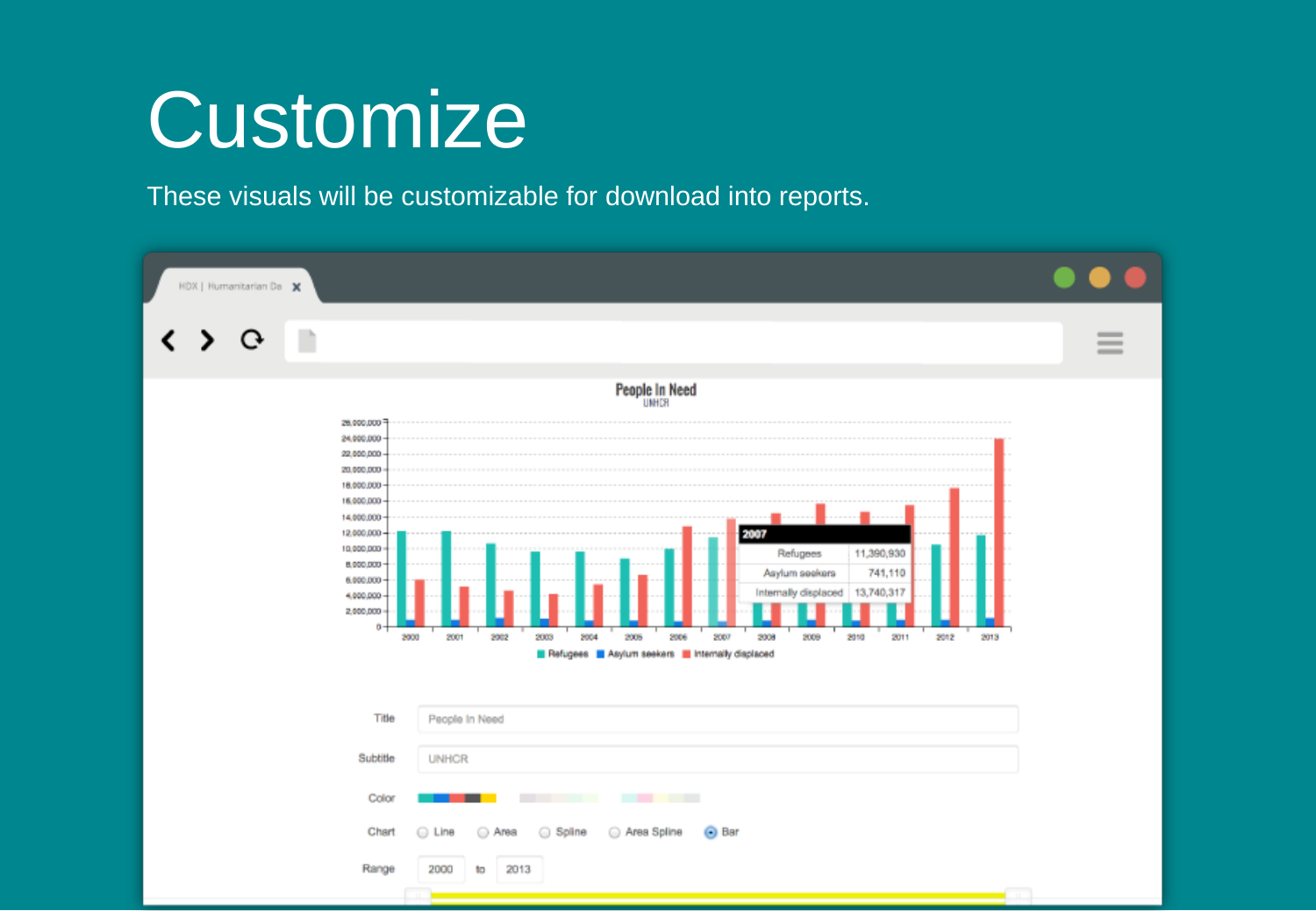# Customize

These visuals will be customizable for download into reports.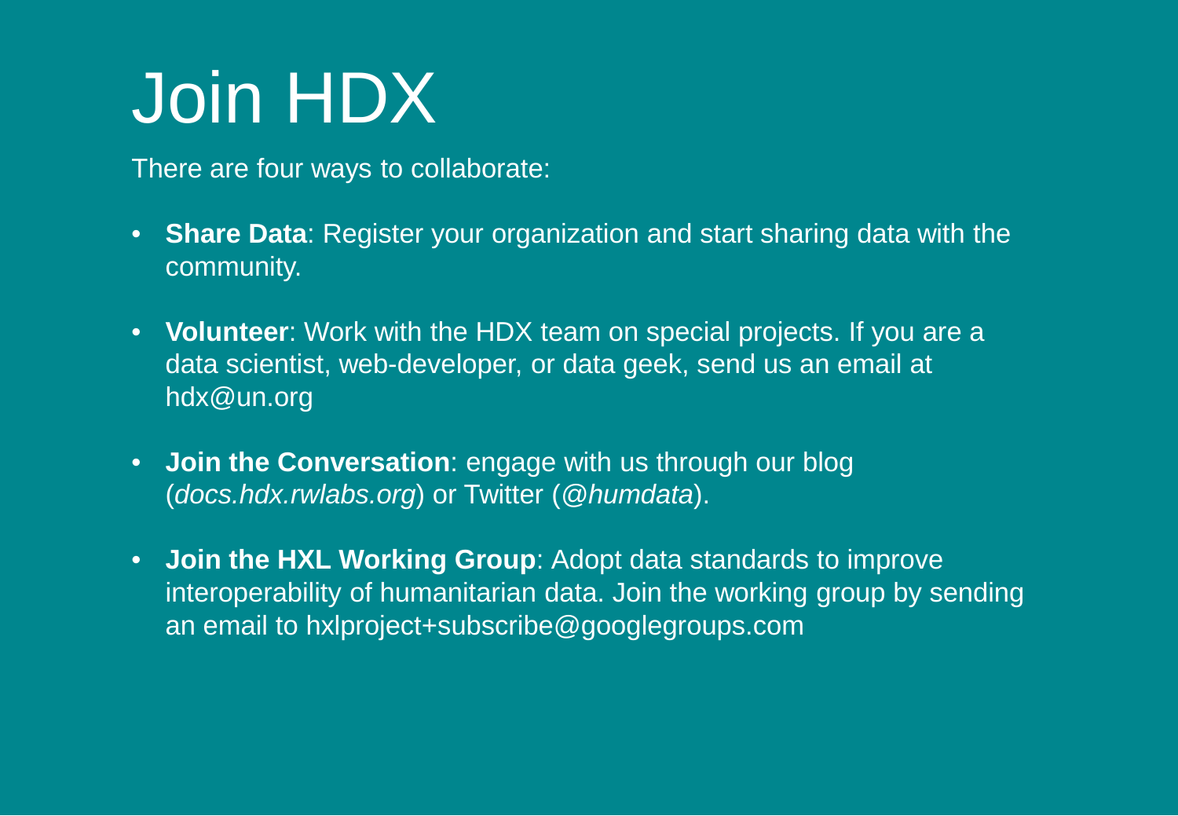# Join HDX

There are four ways to collaborate:

- **Share Data**: Register your organization and start sharing data with the community.
- **Volunteer**: Work with the HDX team on special projects. If you are a data scientist, web-developer, or data geek, send us an email at hdx@un.org
- **Join the Conversation**: engage with us through our blog (*docs.hdx.rwlabs.org*) or Twitter (*@humdata*).
- **Join the HXL Working Group**: Adopt data standards to improve interoperability of humanitarian data. Join the working group by sending an email to hxlproject+subscribe@googlegroups.com